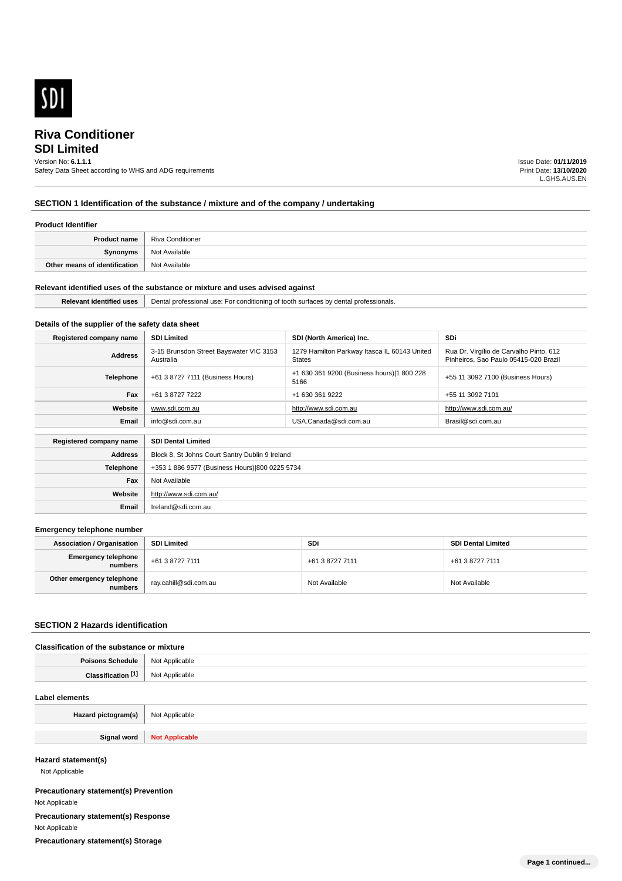SDI

# Riva Conditioner
# SDI Limited

Version No: **6.1.1.1**
Safety Data Sheet according to WHS and ADG requirements

Issue Date: **01/11/2019**
Print Date: **13/10/2020**
L.GHS.AUS.EN

## SECTION 1 Identification of the substance / mixture and of the company / undertaking

### Product Identifier

| | |
|---|---|
| **Product name** | Riva Conditioner |
| **Synonyms** | Not Available |
| **Other means of identification** | Not Available |

### Relevant identified uses of the substance or mixture and uses advised against

| | |
|---|---|
| **Relevant identified uses** | Dental professional use: For conditioning of tooth surfaces by dental professionals. |

### Details of the supplier of the safety data sheet

| **Registered company name** | **SDI Limited** | **SDI (North America) Inc.** | **SDi** |
|---|---|---|---|
| **Address** | 3-15 Brunsdon Street Bayswater VIC 3153 Australia | 1279 Hamilton Parkway Itasca IL 60143 United States | Rua Dr. Virgílio de Carvalho Pinto, 612 Pinheiros, Sao Paulo 05415-020 Brazil |
| **Telephone** | +61 3 8727 7111 (Business Hours) | +1 630 361 9200 (Business hours)\|1 800 228 5166 | +55 11 3092 7100 (Business Hours) |
| **Fax** | +61 3 8727 7222 | +1 630 361 9222 | +55 11 3092 7101 |
| **Website** | www.sdi.com.au | http://www.sdi.com.au | http://www.sdi.com.au/ |
| **Email** | info@sdi.com.au | USA.Canada@sdi.com.au | Brasil@sdi.com.au |

| **Registered company name** | **SDI Dental Limited** |
|---|---|
| **Address** | Block 8, St Johns Court Santry Dublin 9 Ireland |
| **Telephone** | +353 1 886 9577 (Business Hours)\|800 0225 5734 |
| **Fax** | Not Available |
| **Website** | http://www.sdi.com.au/ |
| **Email** | Ireland@sdi.com.au |

### Emergency telephone number

| **Association / Organisation** | **SDI Limited** | **SDi** | **SDI Dental Limited** |
|---|---|---|---|
| **Emergency telephone numbers** | +61 3 8727 7111 | +61 3 8727 7111 | +61 3 8727 7111 |
| **Other emergency telephone numbers** | ray.cahill@sdi.com.au | Not Available | Not Available |

## SECTION 2 Hazards identification

### Classification of the substance or mixture

| | |
|---|---|
| **Poisons Schedule** | Not Applicable |
| **Classification [1]** | Not Applicable |

### Label elements

| | |
|---|---|
| **Hazard pictogram(s)** | Not Applicable |
| **Signal word** | **Not Applicable** |

### Hazard statement(s)

Not Applicable

### Precautionary statement(s) Prevention

Not Applicable

### Precautionary statement(s) Response

Not Applicable

### Precautionary statement(s) Storage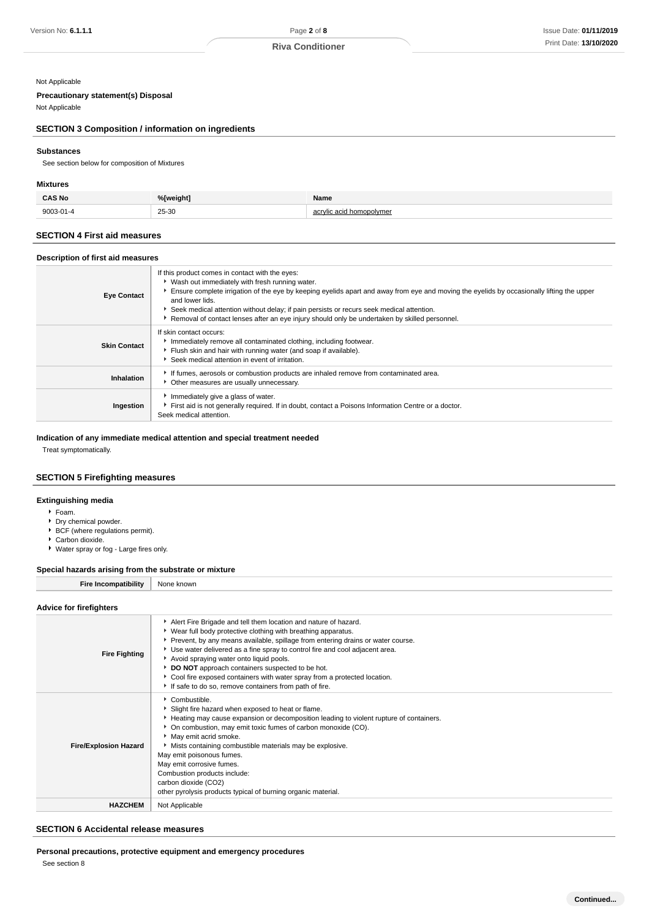Not Applicable

**Precautionary statement(s) Disposal**

Not Applicable

## SECTION 3 Composition / information on ingredients

### Substances

See section below for composition of Mixtures

### Mixtures

| CAS No | %[weight] | Name |
|---|---|---|
| 9003-01-4 | 25-30 | acrylic acid homopolymer |

## SECTION 4 First aid measures

### Description of first aid measures

| | |
|---|---|
| **Eye Contact** | If this product comes in contact with the eyes:<br>▸ Wash out immediately with fresh running water.<br>▸ Ensure complete irrigation of the eye by keeping eyelids apart and away from eye and moving the eyelids by occasionally lifting the upper and lower lids.<br>▸ Seek medical attention without delay; if pain persists or recurs seek medical attention.<br>▸ Removal of contact lenses after an eye injury should only be undertaken by skilled personnel. |
| **Skin Contact** | If skin contact occurs:<br>▸ Immediately remove all contaminated clothing, including footwear.<br>▸ Flush skin and hair with running water (and soap if available).<br>▸ Seek medical attention in event of irritation. |
| **Inhalation** | ▸ If fumes, aerosols or combustion products are inhaled remove from contaminated area.<br>▸ Other measures are usually unnecessary. |
| **Ingestion** | ▸ Immediately give a glass of water.<br>▸ First aid is not generally required. If in doubt, contact a Poisons Information Centre or a doctor.<br>Seek medical attention. |

### Indication of any immediate medical attention and special treatment needed

Treat symptomatically.

## SECTION 5 Firefighting measures

### Extinguishing media

- Foam.
- Dry chemical powder.
- BCF (where regulations permit).
- Carbon dioxide.
- Water spray or fog - Large fires only.

### Special hazards arising from the substrate or mixture

| | |
|---|---|
| **Fire Incompatibility** | None known |

### Advice for firefighters

| | |
|---|---|
| **Fire Fighting** | ▸ Alert Fire Brigade and tell them location and nature of hazard.<br>▸ Wear full body protective clothing with breathing apparatus.<br>▸ Prevent, by any means available, spillage from entering drains or water course.<br>▸ Use water delivered as a fine spray to control fire and cool adjacent area.<br>▸ Avoid spraying water onto liquid pools.<br>▸ **DO NOT** approach containers suspected to be hot.<br>▸ Cool fire exposed containers with water spray from a protected location.<br>▸ If safe to do so, remove containers from path of fire. |
| **Fire/Explosion Hazard** | ▸ Combustible.<br>▸ Slight fire hazard when exposed to heat or flame.<br>▸ Heating may cause expansion or decomposition leading to violent rupture of containers.<br>▸ On combustion, may emit toxic fumes of carbon monoxide (CO).<br>▸ May emit acrid smoke.<br>▸ Mists containing combustible materials may be explosive.<br>May emit poisonous fumes.<br>May emit corrosive fumes.<br>Combustion products include:<br>carbon dioxide ($CO_2$)<br>other pyrolysis products typical of burning organic material. |
| **HAZCHEM** | Not Applicable |

## SECTION 6 Accidental release measures

### Personal precautions, protective equipment and emergency procedures

See section 8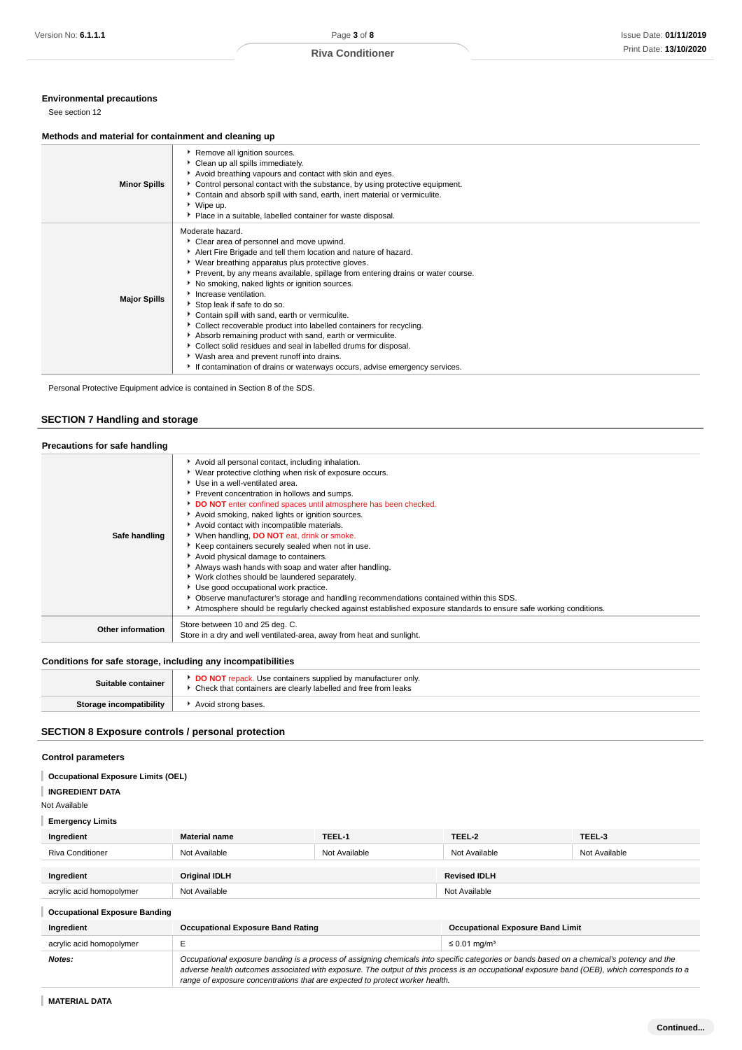### Environmental precautions

See section 12

### Methods and material for containment and cleaning up

| | |
|---|---|
| **Minor Spills** | Remove all ignition sources.<br>Clean up all spills immediately.<br>Avoid breathing vapours and contact with skin and eyes.<br>Control personal contact with the substance, by using protective equipment.<br>Contain and absorb spill with sand, earth, inert material or vermiculite.<br>Wipe up.<br>Place in a suitable, labelled container for waste disposal. |
| **Major Spills** | Moderate hazard.<br>Clear area of personnel and move upwind.<br>Alert Fire Brigade and tell them location and nature of hazard.<br>Wear breathing apparatus plus protective gloves.<br>Prevent, by any means available, spillage from entering drains or water course.<br>No smoking, naked lights or ignition sources.<br>Increase ventilation.<br>Stop leak if safe to do so.<br>Contain spill with sand, earth or vermiculite.<br>Collect recoverable product into labelled containers for recycling.<br>Absorb remaining product with sand, earth or vermiculite.<br>Collect solid residues and seal in labelled drums for disposal.<br>Wash area and prevent runoff into drains.<br>If contamination of drains or waterways occurs, advise emergency services. |

Personal Protective Equipment advice is contained in Section 8 of the SDS.

## SECTION 7 Handling and storage

### Precautions for safe handling

| | |
|---|---|
| **Safe handling** | Avoid all personal contact, including inhalation.<br>Wear protective clothing when risk of exposure occurs.<br>Use in a well-ventilated area.<br>Prevent concentration in hollows and sumps.<br>**DO NOT** enter confined spaces until atmosphere has been checked.<br>Avoid smoking, naked lights or ignition sources.<br>Avoid contact with incompatible materials.<br>When handling, **DO NOT** eat, drink or smoke.<br>Keep containers securely sealed when not in use.<br>Avoid physical damage to containers.<br>Always wash hands with soap and water after handling.<br>Work clothes should be laundered separately.<br>Use good occupational work practice.<br>Observe manufacturer's storage and handling recommendations contained within this SDS.<br>Atmosphere should be regularly checked against established exposure standards to ensure safe working conditions. |
| **Other information** | Store between 10 and 25 deg. C.<br>Store in a dry and well ventilated-area, away from heat and sunlight. |

### Conditions for safe storage, including any incompatibilities

| | |
|---|---|
| **Suitable container** | **DO NOT** repack. Use containers supplied by manufacturer only.<br>Check that containers are clearly labelled and free from leaks |
| **Storage incompatibility** | Avoid strong bases. |

## SECTION 8 Exposure controls / personal protection

### Control parameters

**Occupational Exposure Limits (OEL)**

**INGREDIENT DATA**

Not Available

**Emergency Limits**

| Ingredient | Material name | TEEL-1 | TEEL-2 | TEEL-3 |
|---|---|---|---|---|
| Riva Conditioner | Not Available | Not Available | Not Available | Not Available |

| Ingredient | Original IDLH | Revised IDLH |
|---|---|---|
| acrylic acid homopolymer | Not Available | Not Available |

**Occupational Exposure Banding**

| Ingredient | Occupational Exposure Band Rating | Occupational Exposure Band Limit |
|---|---|---|
| acrylic acid homopolymer | E | ≤ 0.01 mg/m³ |
| ***Notes:*** | *Occupational exposure banding is a process of assigning chemicals into specific categories or bands based on a chemical's potency and the adverse health outcomes associated with exposure. The output of this process is an occupational exposure band (OEB), which corresponds to a range of exposure concentrations that are expected to protect worker health.* | |

**MATERIAL DATA**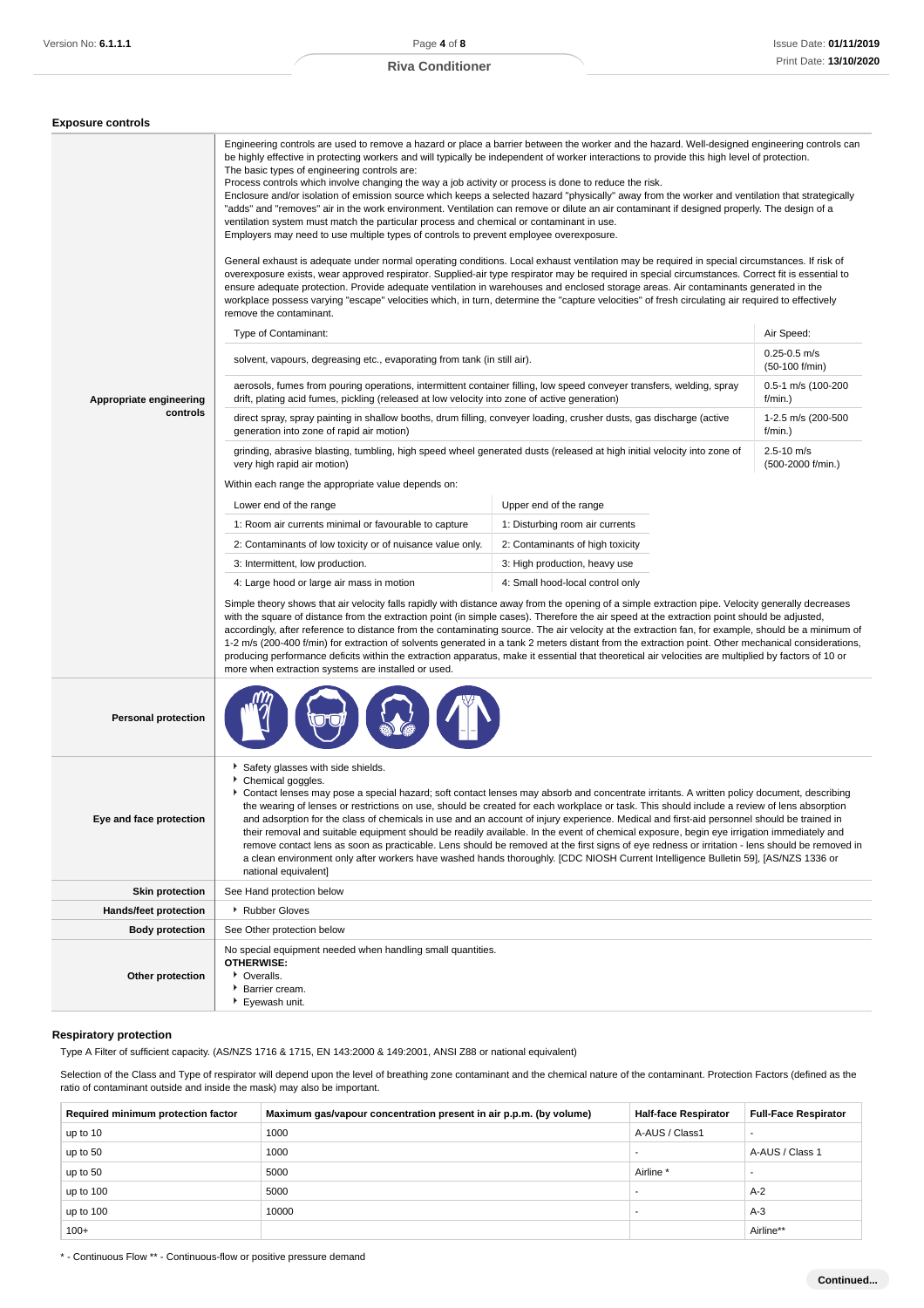## Exposure controls

**Appropriate engineering controls**

Engineering controls are used to remove a hazard or place a barrier between the worker and the hazard. Well-designed engineering controls can be highly effective in protecting workers and will typically be independent of worker interactions to provide this high level of protection.
The basic types of engineering controls are:
Process controls which involve changing the way a job activity or process is done to reduce the risk.
Enclosure and/or isolation of emission source which keeps a selected hazard "physically" away from the worker and ventilation that strategically "adds" and "removes" air in the work environment. Ventilation can remove or dilute an air contaminant if designed properly. The design of a ventilation system must match the particular process and chemical or contaminant in use.
Employers may need to use multiple types of controls to prevent employee overexposure.

General exhaust is adequate under normal operating conditions. Local exhaust ventilation may be required in special circumstances. If risk of overexposure exists, wear approved respirator. Supplied-air type respirator may be required in special circumstances. Correct fit is essential to ensure adequate protection. Provide adequate ventilation in warehouses and enclosed storage areas. Air contaminants generated in the workplace possess varying "escape" velocities which, in turn, determine the "capture velocities" of fresh circulating air required to effectively remove the contaminant.

| Type of Contaminant: | Air Speed: |
|---|---|
| solvent, vapours, degreasing etc., evaporating from tank (in still air). | 0.25-0.5 m/s (50-100 f/min) |
| aerosols, fumes from pouring operations, intermittent container filling, low speed conveyer transfers, welding, spray drift, plating acid fumes, pickling (released at low velocity into zone of active generation) | 0.5-1 m/s (100-200 f/min.) |
| direct spray, spray painting in shallow booths, drum filling, conveyer loading, crusher dusts, gas discharge (active generation into zone of rapid air motion) | 1-2.5 m/s (200-500 f/min.) |
| grinding, abrasive blasting, tumbling, high speed wheel generated dusts (released at high initial velocity into zone of very high rapid air motion) | 2.5-10 m/s (500-2000 f/min.) |

Within each range the appropriate value depends on:

| Lower end of the range | Upper end of the range |
|---|---|
| 1: Room air currents minimal or favourable to capture | 1: Disturbing room air currents |
| 2: Contaminants of low toxicity or of nuisance value only. | 2: Contaminants of high toxicity |
| 3: Intermittent, low production. | 3: High production, heavy use |
| 4: Large hood or large air mass in motion | 4: Small hood-local control only |

Simple theory shows that air velocity falls rapidly with distance away from the opening of a simple extraction pipe. Velocity generally decreases with the square of distance from the extraction point (in simple cases). Therefore the air speed at the extraction point should be adjusted, accordingly, after reference to distance from the contaminating source. The air velocity at the extraction fan, for example, should be a minimum of 1-2 m/s (200-400 f/min) for extraction of solvents generated in a tank 2 meters distant from the extraction point. Other mechanical considerations, producing performance deficits within the extraction apparatus, make it essential that theoretical air velocities are multiplied by factors of 10 or more when extraction systems are installed or used.

**Personal protection**

**Eye and face protection**

- Safety glasses with side shields.
- Chemical goggles.
- Contact lenses may pose a special hazard; soft contact lenses may absorb and concentrate irritants. A written policy document, describing the wearing of lenses or restrictions on use, should be created for each workplace or task. This should include a review of lens absorption and adsorption for the class of chemicals in use and an account of injury experience. Medical and first-aid personnel should be trained in their removal and suitable equipment should be readily available. In the event of chemical exposure, begin eye irrigation immediately and remove contact lens as soon as practicable. Lens should be removed at the first signs of eye redness or irritation - lens should be removed in a clean environment only after workers have washed hands thoroughly. [CDC NIOSH Current Intelligence Bulletin 59], [AS/NZS 1336 or national equivalent]

**Skin protection**

See Hand protection below

**Hands/feet protection**

- Rubber Gloves

**Body protection**

See Other protection below

**Other protection**

No special equipment needed when handling small quantities.
**OTHERWISE:**
- Overalls.
- Barrier cream.
- Eyewash unit.

### Respiratory protection

Type A Filter of sufficient capacity. (AS/NZS 1716 & 1715, EN 143:2000 & 149:2001, ANSI Z88 or national equivalent)

Selection of the Class and Type of respirator will depend upon the level of breathing zone contaminant and the chemical nature of the contaminant. Protection Factors (defined as the ratio of contaminant outside and inside the mask) may also be important.

| Required minimum protection factor | Maximum gas/vapour concentration present in air p.p.m. (by volume) | Half-face Respirator | Full-Face Respirator |
|---|---|---|---|
| up to 10 | 1000 | A-AUS / Class1 | - |
| up to 50 | 1000 | - | A-AUS / Class 1 |
| up to 50 | 5000 | Airline * | - |
| up to 100 | 5000 | - | A-2 |
| up to 100 | 10000 | - | A-3 |
| 100+ | | | Airline** |

* - Continuous Flow ** - Continuous-flow or positive pressure demand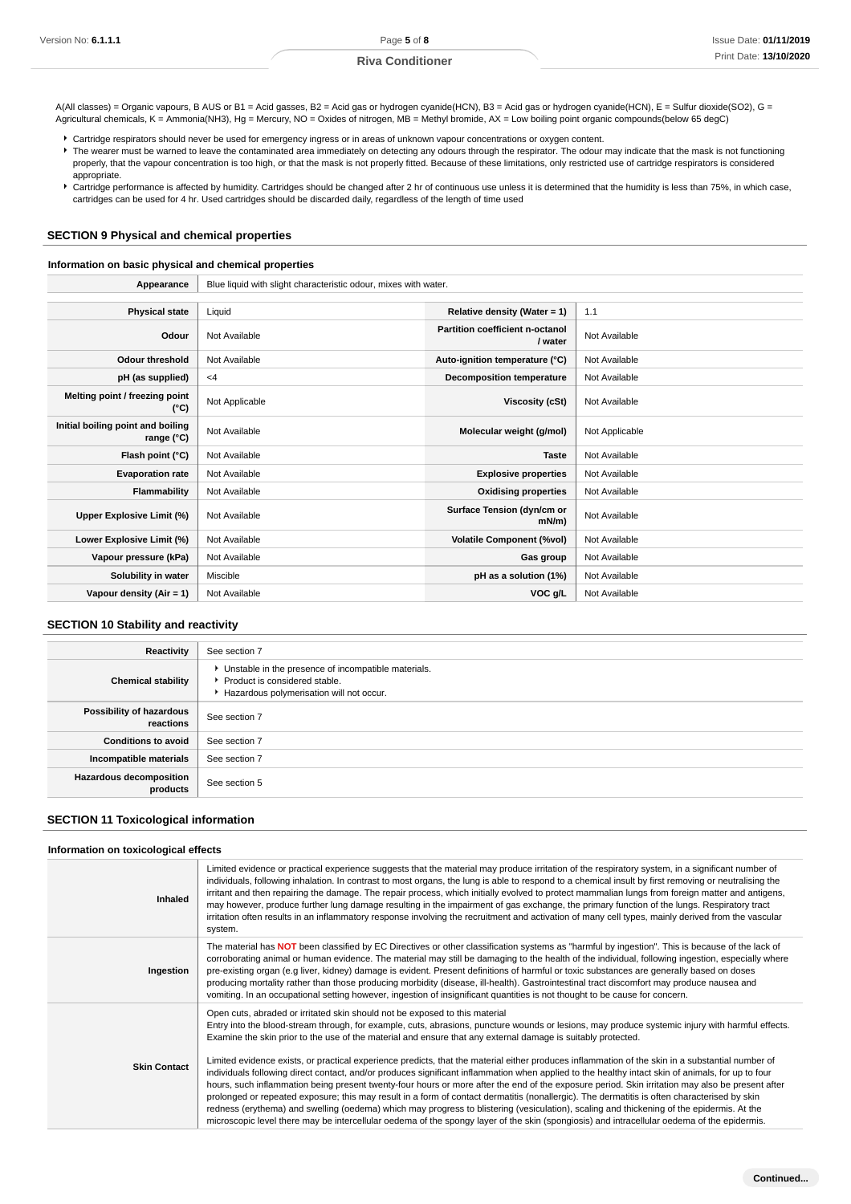A(All classes) = Organic vapours, B AUS or B1 = Acid gasses, B2 = Acid gas or hydrogen cyanide(HCN), B3 = Acid gas or hydrogen cyanide(HCN), E = Sulfur dioxide(SO2), G = Agricultural chemicals, K = Ammonia(NH3), Hg = Mercury, NO = Oxides of nitrogen, MB = Methyl bromide, AX = Low boiling point organic compounds(below 65 degC)

- Cartridge respirators should never be used for emergency ingress or in areas of unknown vapour concentrations or oxygen content.
- The wearer must be warned to leave the contaminated area immediately on detecting any odours through the respirator. The odour may indicate that the mask is not functioning properly, that the vapour concentration is too high, or that the mask is not properly fitted. Because of these limitations, only restricted use of cartridge respirators is considered appropriate.
- Cartridge performance is affected by humidity. Cartridges should be changed after 2 hr of continuous use unless it is determined that the humidity is less than 75%, in which case, cartridges can be used for 4 hr. Used cartridges should be discarded daily, regardless of the length of time used

## SECTION 9 Physical and chemical properties

### Information on basic physical and chemical properties

| | | | |
|---|---|---|---|
| **Appearance** | Blue liquid with slight characteristic odour, mixes with water. | | |
| **Physical state** | Liquid | **Relative density (Water = 1)** | 1.1 |
| **Odour** | Not Available | **Partition coefficient n-octanol / water** | Not Available |
| **Odour threshold** | Not Available | **Auto-ignition temperature (°C)** | Not Available |
| **pH (as supplied)** | <4 | **Decomposition temperature** | Not Available |
| **Melting point / freezing point (°C)** | Not Applicable | **Viscosity (cSt)** | Not Available |
| **Initial boiling point and boiling range (°C)** | Not Available | **Molecular weight (g/mol)** | Not Applicable |
| **Flash point (°C)** | Not Available | **Taste** | Not Available |
| **Evaporation rate** | Not Available | **Explosive properties** | Not Available |
| **Flammability** | Not Available | **Oxidising properties** | Not Available |
| **Upper Explosive Limit (%)** | Not Available | **Surface Tension (dyn/cm or mN/m)** | Not Available |
| **Lower Explosive Limit (%)** | Not Available | **Volatile Component (%vol)** | Not Available |
| **Vapour pressure (kPa)** | Not Available | **Gas group** | Not Available |
| **Solubility in water** | Miscible | **pH as a solution (1%)** | Not Available |
| **Vapour density (Air = 1)** | Not Available | **VOC g/L** | Not Available |

## SECTION 10 Stability and reactivity

| | |
|---|---|
| **Reactivity** | See section 7 |
| **Chemical stability** | Unstable in the presence of incompatible materials.<br>Product is considered stable.<br>Hazardous polymerisation will not occur. |
| **Possibility of hazardous reactions** | See section 7 |
| **Conditions to avoid** | See section 7 |
| **Incompatible materials** | See section 7 |
| **Hazardous decomposition products** | See section 5 |

## SECTION 11 Toxicological information

### Information on toxicological effects

| | |
|---|---|
| **Inhaled** | Limited evidence or practical experience suggests that the material may produce irritation of the respiratory system, in a significant number of individuals, following inhalation. In contrast to most organs, the lung is able to respond to a chemical insult by first removing or neutralising the irritant and then repairing the damage. The repair process, which initially evolved to protect mammalian lungs from foreign matter and antigens, may however, produce further lung damage resulting in the impairment of gas exchange, the primary function of the lungs. Respiratory tract irritation often results in an inflammatory response involving the recruitment and activation of many cell types, mainly derived from the vascular system. |
| **Ingestion** | The material has **NOT** been classified by EC Directives or other classification systems as "harmful by ingestion". This is because of the lack of corroborating animal or human evidence. The material may still be damaging to the health of the individual, following ingestion, especially where pre-existing organ (e.g liver, kidney) damage is evident. Present definitions of harmful or toxic substances are generally based on doses producing mortality rather than those producing morbidity (disease, ill-health). Gastrointestinal tract discomfort may produce nausea and vomiting. In an occupational setting however, ingestion of insignificant quantities is not thought to be cause for concern. |
| **Skin Contact** | Open cuts, abraded or irritated skin should not be exposed to this material<br>Entry into the blood-stream through, for example, cuts, abrasions, puncture wounds or lesions, may produce systemic injury with harmful effects. Examine the skin prior to the use of the material and ensure that any external damage is suitably protected.<br><br>Limited evidence exists, or practical experience predicts, that the material either produces inflammation of the skin in a substantial number of individuals following direct contact, and/or produces significant inflammation when applied to the healthy intact skin of animals, for up to four hours, such inflammation being present twenty-four hours or more after the end of the exposure period. Skin irritation may also be present after prolonged or repeated exposure; this may result in a form of contact dermatitis (nonallergic). The dermatitis is often characterised by skin redness (erythema) and swelling (oedema) which may progress to blistering (vesiculation), scaling and thickening of the epidermis. At the microscopic level there may be intercellular oedema of the spongy layer of the skin (spongiosis) and intracellular oedema of the epidermis. |

**Continued...**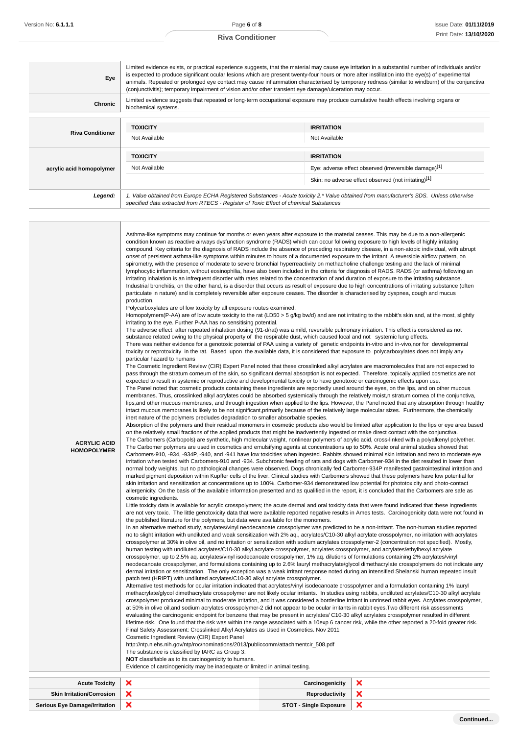| | |
|---|---|
| **Eye** | Limited evidence exists, or practical experience suggests, that the material may cause eye irritation in a substantial number of individuals and/or is expected to produce significant ocular lesions which are present twenty-four hours or more after instillation into the eye(s) of experimental animals. Repeated or prolonged eye contact may cause inflammation characterised by temporary redness (similar to windburn) of the conjunctiva (conjunctivitis); temporary impairment of vision and/or other transient eye damage/ulceration may occur. |
| **Chronic** | Limited evidence suggests that repeated or long-term occupational exposure may produce cumulative health effects involving organs or biochemical systems. |

| | TOXICITY | IRRITATION |
|---|---|---|
| **Riva Conditioner** | Not Available | Not Available |
| **acrylic acid homopolymer** | Not Available | Eye: adverse effect observed (irreversible damage)[1] |
| | | Skin: no adverse effect observed (not irritating)[1] |
| ***Legend:*** | *1. Value obtained from Europe ECHA Registered Substances - Acute toxicity 2.\* Value obtained from manufacturer's SDS. Unless otherwise specified data extracted from RTECS - Register of Toxic Effect of chemical Substances* | |

**ACRYLIC ACID HOMOPOLYMER**

Asthma-like symptoms may continue for months or even years after exposure to the material ceases. This may be due to a non-allergenic condition known as reactive airways dysfunction syndrome (RADS) which can occur following exposure to high levels of highly irritating compound. Key criteria for the diagnosis of RADS include the absence of preceding respiratory disease, in a non-atopic individual, with abrupt onset of persistent asthma-like symptoms within minutes to hours of a documented exposure to the irritant. A reversible airflow pattern, on spirometry, with the presence of moderate to severe bronchial hyperreactivity on methacholine challenge testing and the lack of minimal lymphocytic inflammation, without eosinophilia, have also been included in the criteria for diagnosis of RADS. RADS (or asthma) following an irritating inhalation is an infrequent disorder with rates related to the concentration of and duration of exposure to the irritating substance. Industrial bronchitis, on the other hand, is a disorder that occurs as result of exposure due to high concentrations of irritating substance (often particulate in nature) and is completely reversible after exposure ceases. The disorder is characterised by dyspnea, cough and mucus production.
Polycarboxylates are of low toxicity by all exposure routes examined.
Homopolymers(P-AA) are of low acute toxicity to the rat (LD50 > 5 g/kg bw/d) and are not irritating to the rabbit's skin and, at the most, slightly irritating to the eye. Further P-AA has no sensitising potential.
The adverse effect after repeated inhalation dosing (91-d/rat) was a mild, reversible pulmonary irritation. This effect is considered as not substance related owing to the physical property of the respirable dust, which caused local and not systemic lung effects.
There was neither evidence for a genotoxic potential of PAA using a variety of genetic endpoints in-vitro and in-vivo,nor for developmental toxicity or reprotoxicity in the rat. Based upon the available data, it is considered that exposure to polycarboxylates does not imply any particular hazard to humans
The Cosmetic Ingredient Review (CIR) Expert Panel noted that these crosslinked alkyl acrylates are macromolecules that are not expected to pass through the stratum corneum of the skin, so significant dermal absorption is not expected. Therefore, topically applied cosmetics are not expected to result in systemic or reproductive and developmental toxicity or to have genotoxic or carcinogenic effects upon use.
The Panel noted that cosmetic products containing these ingredients are reportedly used around the eyes, on the lips, and on other mucous membranes. Thus, crosslinked alkyl acrylates could be absorbed systemically through the relatively moist,n stratum cornea of the conjunctiva, lips,and other mucous membranes, and through ingestion when applied to the lips. However, the Panel noted that any absorption through healthy intact mucous membranes is likely to be not significant,primarily because of the relatively large molecular sizes. Furthermore, the chemically inert nature of the polymers precludes degradation to smaller absorbable species.
Absorption of the polymers and their residual monomers in cosmetic products also would be limited after application to the lips or eye area based on the relatively small fractions of the applied products that might be inadvertently ingested or make direct contact with the conjunctiva.
The Carbomers (Carbopols) are synthetic, high molecular weight, nonlinear polymers of acrylic acid, cross-linked with a polyalkenyl polyether. The Carbomer polymers are used in cosmetics and emulsifying agents at concentrations up to 50%. Acute oral animal studies showed that Carbomers-910, -934, -934P, -940, and -941 have low toxicities when ingested. Rabbits showed minimal skin irritation and zero to moderate eye irritation when tested with Carbomers-910 and -934. Subchronic feeding of rats and dogs with Carbomer-934 in the diet resulted in lower than normal body weights, but no pathological changes were observed. Dogs chronically fed Carbomer-934P manifested gastrointestinal irritation and marked pigment deposition within Kupffer cells of the liver. Clinical studies with Carbomers showed that these polymers have low potential for skin irritation and sensitization at concentrations up to 100%. Carbomer-934 demonstrated low potential for phototoxicity and photo-contact allergenicity. On the basis of the available information presented and as qualified in the report, it is concluded that the Carbomers are safe as cosmetic ingredients.
Little toxicity data is available for acrylic crosspolymers; the acute dermal and oral toxicity data that were found indicated that these ingredients are not very toxic. The little genotoxicity data that were available reported negative results in Ames tests. Carcinogenicity data were not found in the published literature for the polymers, but data were available for the monomers.
In an alternative method study, acrylates/vinyl neodecanoate crosspolymer was predicted to be a non-irritant. The non-human studies reported no to slight irritation with undiluted and weak sensitization with 2% aq., acrylates/C10-30 alkyl acrylate crosspolymer, no irritation with acrylates crosspolymer at 30% in olive oil, and no irritation or sensitization with sodium acrylates crosspolymer-2 (concentration not specified). Mostly, human testing with undiluted acrylates/C10-30 alkyl acrylate crosspolymer, acrylates crosspolymer, and acrylates/ethylhexyl acrylate crosspolymer, up to 2.5% aq. acrylates/vinyl isodecanoate crosspolymer, 1% aq. dilutions of formulations containing 2% acrylates/vinyl neodecanoate crosspolymer, and formulations containing up to 2.6% lauryl methacrylate/glycol dimethacrylate crosspolymer do not indicate any dermal irritation or sensitization. The only exception was a weak irritant response noted during an intensified Shelanski human repeated insult patch test (HRIPT) with undiluted acrylates/C10-30 alkyl acrylate crosspolymer.
Alternative test methods for ocular irritation indicated that acrylates/vinyl isodecanoate crosspolymer and a formulation containing 1% lauryl methacrylate/glycol dimethacrylate crosspolymer are not likely ocular irritants. In studies using rabbits, undiluted acrylates/C10-30 alkyl acrylate crosspolymer produced minimal to moderate irritation, and it was considered a borderline irritant in unrinsed rabbit eyes. Acrylates crosspolymer, at 50% in olive oil,and sodium acrylates crosspolymer-2 did not appear to be ocular irritants in rabbit eyes.Two different risk assessments evaluating the carcinogenic endpoint for benzene that may be present in acrylates/ C10-30 alkyl acrylates crosspolymer resulted in different lifetime risk. One found that the risk was within the range associated with a 10exp 6 cancer risk, while the other reported a 20-fold greater risk.
Final Safety Assessment: Crosslinked Alkyl Acrylates as Used in Cosmetics. Nov 2011
Cosmetic Ingredient Review (CIR) Expert Panel
http://ntp.niehs.nih.gov/ntp/roc/nominations/2013/publiccomm/attachmentcir_508.pdf
The substance is classified by IARC as Group 3:
**NOT** classifiable as to its carcinogenicity to humans.
Evidence of carcinogenicity may be inadequate or limited in animal testing.

| | | | |
|---|---|---|---|
| **Acute Toxicity** | ✘ | **Carcinogenicity** | ✘ |
| **Skin Irritation/Corrosion** | ✘ | **Reproductivity** | ✘ |
| **Serious Eye Damage/Irritation** | ✘ | **STOT - Single Exposure** | ✘ |

**Continued...**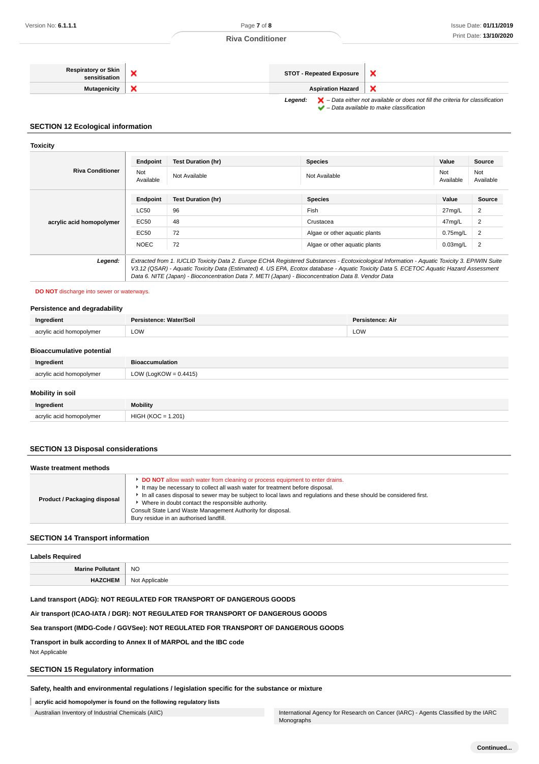| | | | |
|---|---|---|---|
| **Respiratory or Skin sensitisation** | ❌ | **STOT - Repeated Exposure** | ❌ |
| **Mutagenicity** | ❌ | **Aspiration Hazard** | ❌ |

***Legend:*** ❌ *– Data either not available or does not fill the criteria for classification*
✔ *– Data available to make classification*

## SECTION 12 Ecological information

### Toxicity

**Riva Conditioner**

| Endpoint | Test Duration (hr) | Species | Value | Source |
|---|---|---|---|---|
| Not Available | Not Available | Not Available | Not Available | Not Available |

**acrylic acid homopolymer**

| Endpoint | Test Duration (hr) | Species | Value | Source |
|---|---|---|---|---|
| LC50 | 96 | Fish | 27mg/L | 2 |
| EC50 | 48 | Crustacea | 47mg/L | 2 |
| EC50 | 72 | Algae or other aquatic plants | 0.75mg/L | 2 |
| NOEC | 72 | Algae or other aquatic plants | 0.03mg/L | 2 |

***Legend:*** *Extracted from 1. IUCLID Toxicity Data 2. Europe ECHA Registered Substances - Ecotoxicological Information - Aquatic Toxicity 3. EPIWIN Suite V3.12 (QSAR) - Aquatic Toxicity Data (Estimated) 4. US EPA, Ecotox database - Aquatic Toxicity Data 5. ECETOC Aquatic Hazard Assessment Data 6. NITE (Japan) - Bioconcentration Data 7. METI (Japan) - Bioconcentration Data 8. Vendor Data*

**DO NOT** discharge into sewer or waterways.

### Persistence and degradability

| Ingredient | Persistence: Water/Soil | Persistence: Air |
|---|---|---|
| acrylic acid homopolymer | LOW | LOW |

### Bioaccumulative potential

| Ingredient | Bioaccumulation |
|---|---|
| acrylic acid homopolymer | LOW (LogKOW = 0.4415) |

### Mobility in soil

| Ingredient | Mobility |
|---|---|
| acrylic acid homopolymer | HIGH (KOC = 1.201) |

## SECTION 13 Disposal considerations

### Waste treatment methods

**Product / Packaging disposal**

- **DO NOT** allow wash water from cleaning or process equipment to enter drains.
- It may be necessary to collect all wash water for treatment before disposal.
- In all cases disposal to sewer may be subject to local laws and regulations and these should be considered first.
- Where in doubt contact the responsible authority.

Consult State Land Waste Management Authority for disposal.
Bury residue in an authorised landfill.

## SECTION 14 Transport information

### Labels Required

| | |
|---|---|
| **Marine Pollutant** | NO |
| **HAZCHEM** | Not Applicable |

**Land transport (ADG): NOT REGULATED FOR TRANSPORT OF DANGEROUS GOODS**

**Air transport (ICAO-IATA / DGR): NOT REGULATED FOR TRANSPORT OF DANGEROUS GOODS**

**Sea transport (IMDG-Code / GGVSee): NOT REGULATED FOR TRANSPORT OF DANGEROUS GOODS**

**Transport in bulk according to Annex II of MARPOL and the IBC code**

Not Applicable

## SECTION 15 Regulatory information

**Safety, health and environmental regulations / legislation specific for the substance or mixture**

**acrylic acid homopolymer is found on the following regulatory lists**

| | |
|---|---|
| Australian Inventory of Industrial Chemicals (AIIC) | International Agency for Research on Cancer (IARC) - Agents Classified by the IARC Monographs |

**Continued...**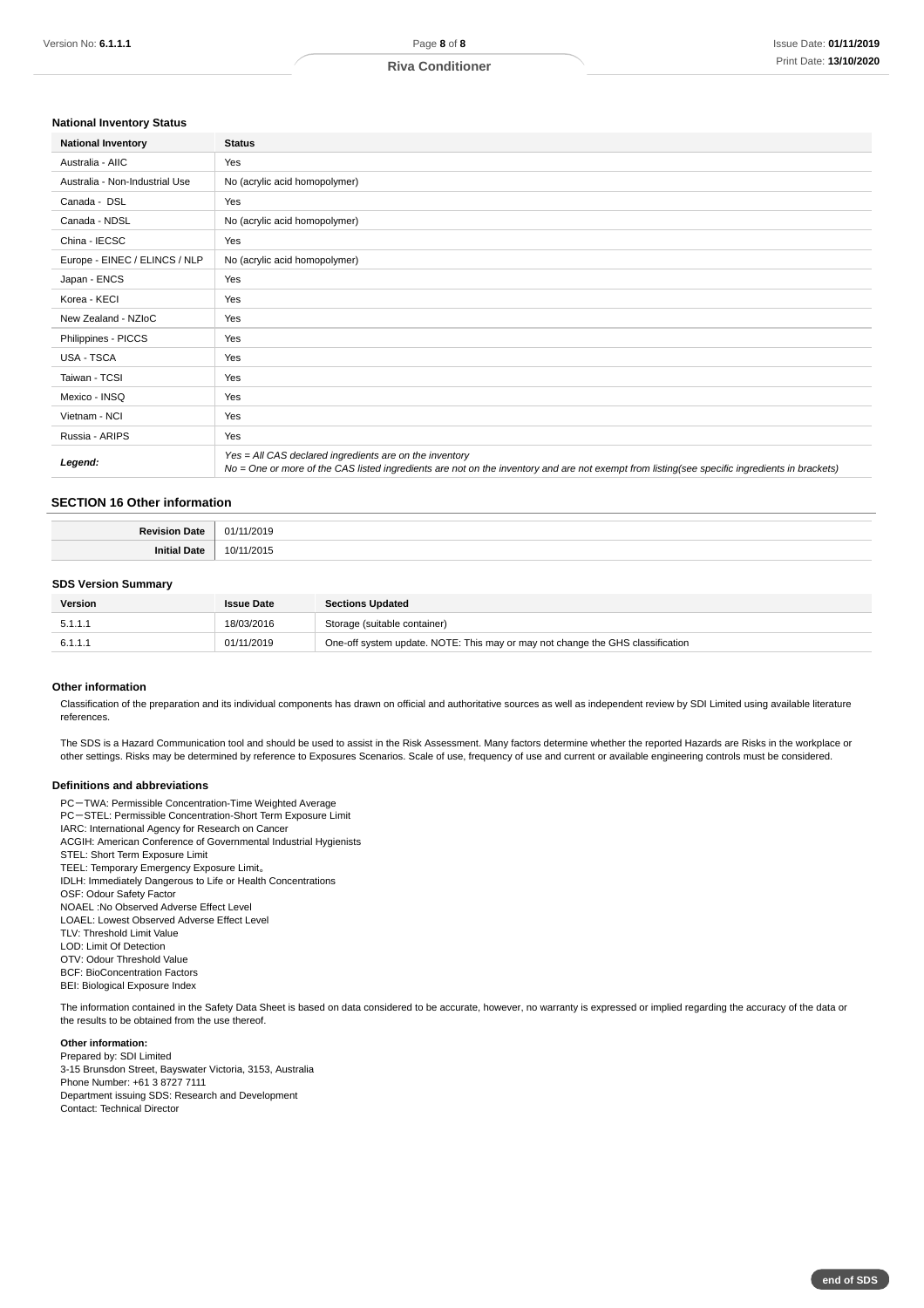### National Inventory Status

| National Inventory | Status |
|---|---|
| Australia - AIIC | Yes |
| Australia - Non-Industrial Use | No (acrylic acid homopolymer) |
| Canada - DSL | Yes |
| Canada - NDSL | No (acrylic acid homopolymer) |
| China - IECSC | Yes |
| Europe - EINEC / ELINCS / NLP | No (acrylic acid homopolymer) |
| Japan - ENCS | Yes |
| Korea - KECI | Yes |
| New Zealand - NZIoC | Yes |
| Philippines - PICCS | Yes |
| USA - TSCA | Yes |
| Taiwan - TCSI | Yes |
| Mexico - INSQ | Yes |
| Vietnam - NCI | Yes |
| Russia - ARIPS | Yes |
| ***Legend:*** | *Yes = All CAS declared ingredients are on the inventory*<br>*No = One or more of the CAS listed ingredients are not on the inventory and are not exempt from listing(see specific ingredients in brackets)* |

## SECTION 16 Other information

| | |
|---|---|
| **Revision Date** | 01/11/2019 |
| **Initial Date** | 10/11/2015 |

### SDS Version Summary

| Version | Issue Date | Sections Updated |
|---|---|---|
| 5.1.1.1 | 18/03/2016 | Storage (suitable container) |
| 6.1.1.1 | 01/11/2019 | One-off system update. NOTE: This may or may not change the GHS classification |

### Other information

Classification of the preparation and its individual components has drawn on official and authoritative sources as well as independent review by SDI Limited using available literature references.

The SDS is a Hazard Communication tool and should be used to assist in the Risk Assessment. Many factors determine whether the reported Hazards are Risks in the workplace or other settings. Risks may be determined by reference to Exposures Scenarios. Scale of use, frequency of use and current or available engineering controls must be considered.

### Definitions and abbreviations

PC－TWA: Permissible Concentration-Time Weighted Average
PC－STEL: Permissible Concentration-Short Term Exposure Limit
IARC: International Agency for Research on Cancer
ACGIH: American Conference of Governmental Industrial Hygienists
STEL: Short Term Exposure Limit
TEEL: Temporary Emergency Exposure Limit。
IDLH: Immediately Dangerous to Life or Health Concentrations
OSF: Odour Safety Factor
NOAEL :No Observed Adverse Effect Level
LOAEL: Lowest Observed Adverse Effect Level
TLV: Threshold Limit Value
LOD: Limit Of Detection
OTV: Odour Threshold Value
BCF: BioConcentration Factors
BEI: Biological Exposure Index

The information contained in the Safety Data Sheet is based on data considered to be accurate, however, no warranty is expressed or implied regarding the accuracy of the data or the results to be obtained from the use thereof.

**Other information:**
Prepared by: SDI Limited
3-15 Brunsdon Street, Bayswater Victoria, 3153, Australia
Phone Number: +61 3 8727 7111
Department issuing SDS: Research and Development
Contact: Technical Director

**end of SDS**